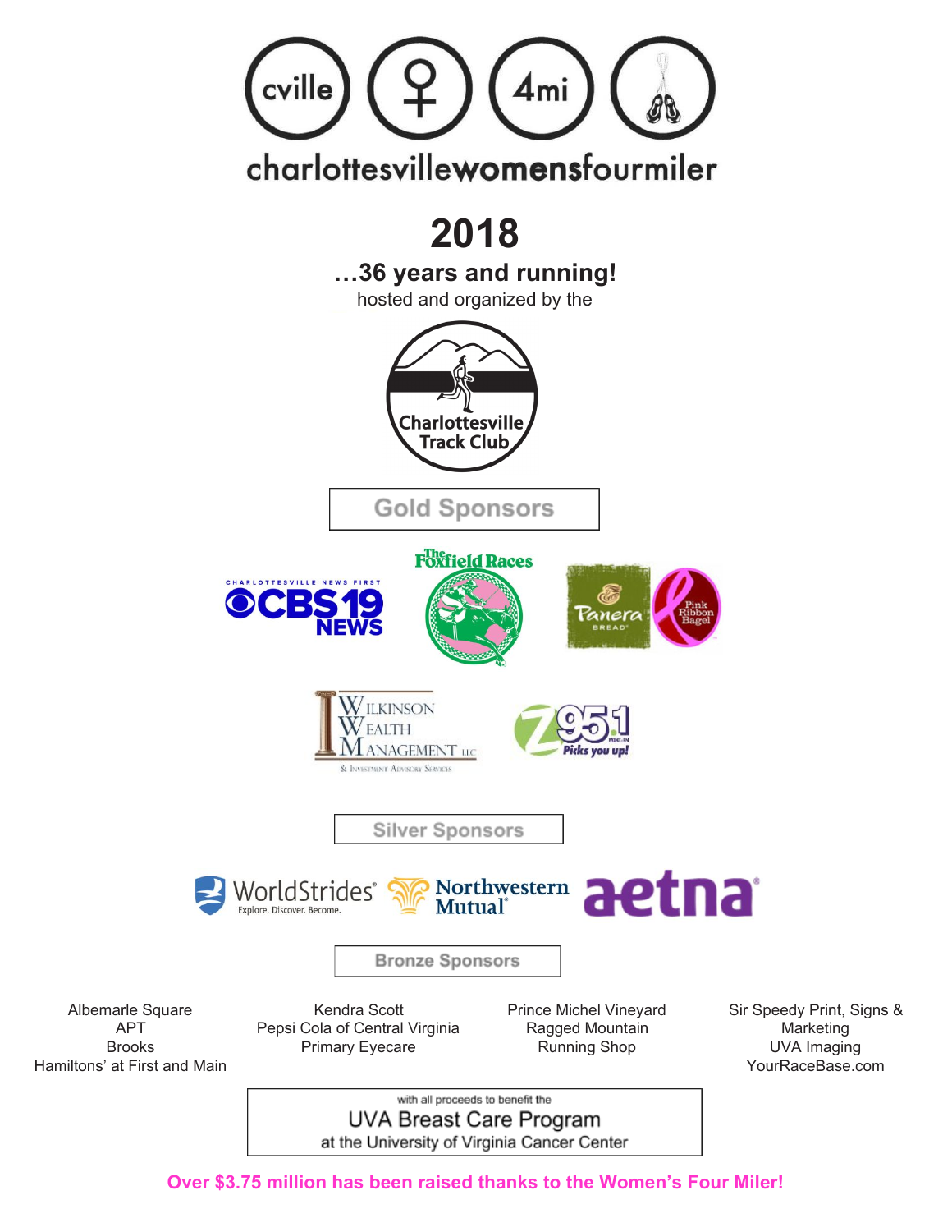cville 4mi

charlottesvillewomensfourmiler

# 2018

## …36 years and running!

hosted and organized by the

Charlottesville Track Club

### Gold Sponsors

Charlottesville News First CBS19 News

The Foxfield Races

Panera Bread — Pink Ribbon Bagel

Wilkinson Wealth Management LLC & Investment Advisory Services

Z95.1 Picks you up!

### Silver Sponsors

WorldStrides Explore. Discover. Become.

Northwestern Mutual

aetna

### Bronze Sponsors

Albemarle Square
APT
Brooks
Hamiltons' at First and Main

Kendra Scott
Pepsi Cola of Central Virginia
Primary Eyecare

Prince Michel Vineyard
Ragged Mountain
Running Shop

Sir Speedy Print, Signs & Marketing
UVA Imaging
YourRaceBase.com

with all proceeds to benefit the
UVA Breast Care Program
at the University of Virginia Cancer Center

**Over $3.75 million has been raised thanks to the Women's Four Miler!**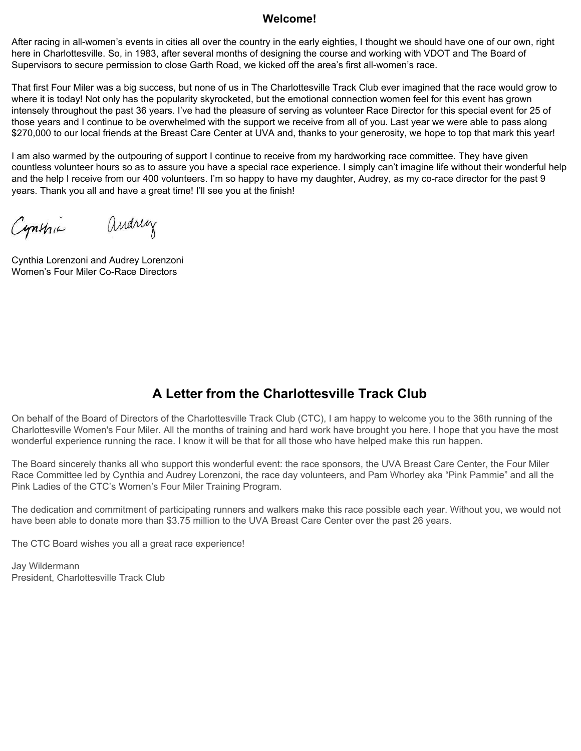## Welcome!

After racing in all-women's events in cities all over the country in the early eighties, I thought we should have one of our own, right here in Charlottesville. So, in 1983, after several months of designing the course and working with VDOT and The Board of Supervisors to secure permission to close Garth Road, we kicked off the area's first all-women's race.

That first Four Miler was a big success, but none of us in The Charlottesville Track Club ever imagined that the race would grow to where it is today! Not only has the popularity skyrocketed, but the emotional connection women feel for this event has grown intensely throughout the past 36 years. I've had the pleasure of serving as volunteer Race Director for this special event for 25 of those years and I continue to be overwhelmed with the support we receive from all of you. Last year we were able to pass along $270,000 to our local friends at the Breast Care Center at UVA and, thanks to your generosity, we hope to top that mark this year!

I am also warmed by the outpouring of support I continue to receive from my hardworking race committee. They have given countless volunteer hours so as to assure you have a special race experience. I simply can't imagine life without their wonderful help and the help I receive from our 400 volunteers. I'm so happy to have my daughter, Audrey, as my co-race director for the past 9 years. Thank you all and have a great time! I'll see you at the finish!

Cynthia Audrey

Cynthia Lorenzoni and Audrey Lorenzoni
Women's Four Miler Co-Race Directors

## A Letter from the Charlottesville Track Club

On behalf of the Board of Directors of the Charlottesville Track Club (CTC), I am happy to welcome you to the 36th running of the Charlottesville Women's Four Miler. All the months of training and hard work have brought you here. I hope that you have the most wonderful experience running the race. I know it will be that for all those who have helped make this run happen.

The Board sincerely thanks all who support this wonderful event: the race sponsors, the UVA Breast Care Center, the Four Miler Race Committee led by Cynthia and Audrey Lorenzoni, the race day volunteers, and Pam Whorley aka "Pink Pammie" and all the Pink Ladies of the CTC's Women's Four Miler Training Program.

The dedication and commitment of participating runners and walkers make this race possible each year. Without you, we would not have been able to donate more than $3.75 million to the UVA Breast Care Center over the past 26 years.

The CTC Board wishes you all a great race experience!

Jay Wildermann
President, Charlottesville Track Club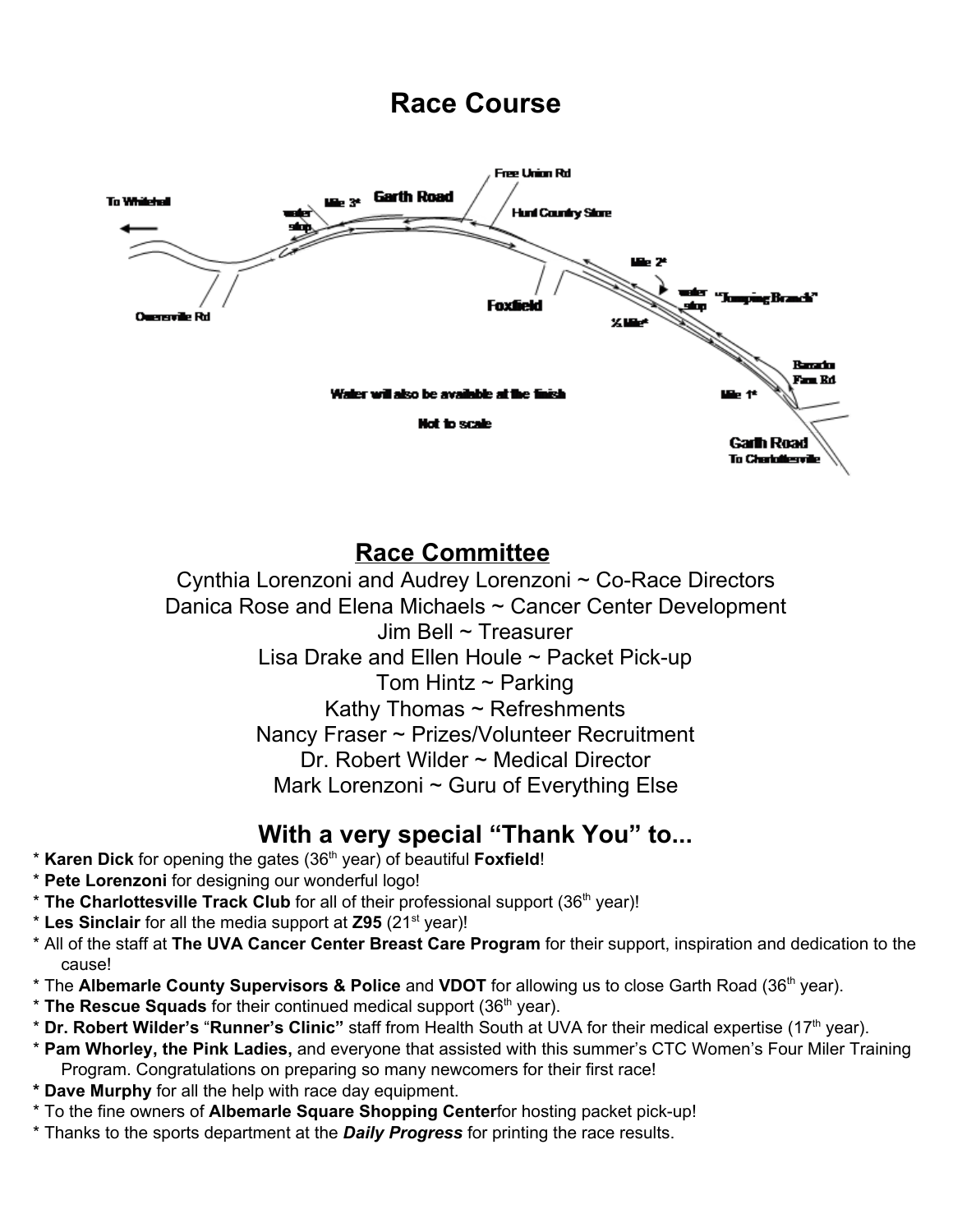# Race Course

To Whitehall

Mile 3*

water stop

Garth Road

Free Union Rd

Hunt Country Store

Owensville Rd

Foxfield

Mile 2*

water stop

"Jumping Branch"

½ Mile*

Barracks Farm Rd

Water will also be available at the finish

Not to scale

Mile 1*

Garth Road
To Charlottesville

## Race Committee

Cynthia Lorenzoni and Audrey Lorenzoni ~ Co-Race Directors
Danica Rose and Elena Michaels ~ Cancer Center Development
Jim Bell ~ Treasurer
Lisa Drake and Ellen Houle ~ Packet Pick-up
Tom Hintz ~ Parking
Kathy Thomas ~ Refreshments
Nancy Fraser ~ Prizes/Volunteer Recruitment
Dr. Robert Wilder ~ Medical Director
Mark Lorenzoni ~ Guru of Everything Else

## With a very special "Thank You" to...

* **Karen Dick** for opening the gates (36th year) of beautiful **Foxfield**!
* **Pete Lorenzoni** for designing our wonderful logo!
* **The Charlottesville Track Club** for all of their professional support (36th year)!
* **Les Sinclair** for all the media support at **Z95** (21st year)!
* All of the staff at **The UVA Cancer Center Breast Care Program** for their support, inspiration and dedication to the cause!
* The **Albemarle County Supervisors & Police** and **VDOT** for allowing us to close Garth Road (36th year).
* **The Rescue Squads** for their continued medical support (36th year).
* **Dr. Robert Wilder's** "**Runner's Clinic"** staff from Health South at UVA for their medical expertise (17th year).
* **Pam Whorley, the Pink Ladies,** and everyone that assisted with this summer's CTC Women's Four Miler Training Program. Congratulations on preparing so many newcomers for their first race!
* **Dave Murphy** for all the help with race day equipment.
* To the fine owners of **Albemarle Square Shopping Center**for hosting packet pick-up!
* Thanks to the sports department at the ***Daily Progress*** for printing the race results.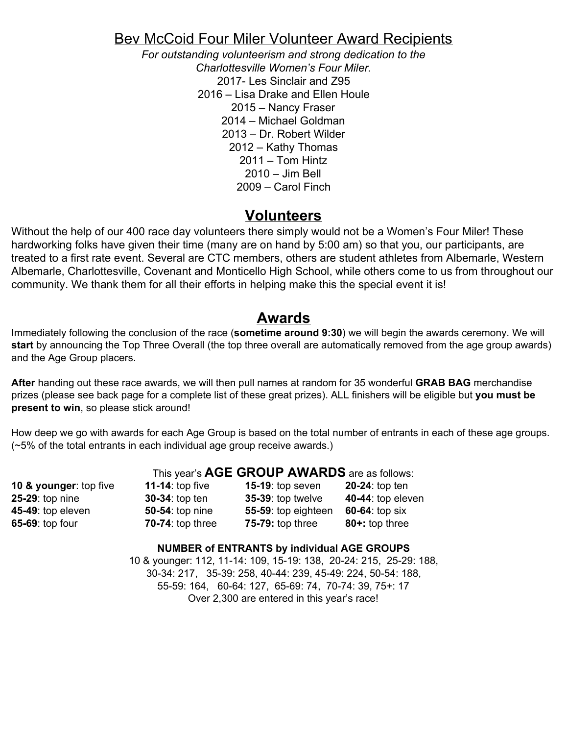## Bev McCoid Four Miler Volunteer Award Recipients

*For outstanding volunteerism and strong dedication to the Charlottesville Women's Four Miler.*

2017- Les Sinclair and Z95
2016 – Lisa Drake and Ellen Houle
2015 – Nancy Fraser
2014 – Michael Goldman
2013 – Dr. Robert Wilder
2012 – Kathy Thomas
2011 – Tom Hintz
2010 – Jim Bell
2009 – Carol Finch

## Volunteers

Without the help of our 400 race day volunteers there simply would not be a Women's Four Miler! These hardworking folks have given their time (many are on hand by 5:00 am) so that you, our participants, are treated to a first rate event. Several are CTC members, others are student athletes from Albemarle, Western Albemarle, Charlottesville, Covenant and Monticello High School, while others come to us from throughout our community. We thank them for all their efforts in helping make this the special event it is!

## Awards

Immediately following the conclusion of the race (**sometime around 9:30**) we will begin the awards ceremony. We will **start** by announcing the Top Three Overall (the top three overall are automatically removed from the age group awards) and the Age Group placers.

**After** handing out these race awards, we will then pull names at random for 35 wonderful **GRAB BAG** merchandise prizes (please see back page for a complete list of these great prizes). ALL finishers will be eligible but **you must be present to win**, so please stick around!

How deep we go with awards for each Age Group is based on the total number of entrants in each of these age groups. (~5% of the total entrants in each individual age group receive awards.)

This year's **AGE GROUP AWARDS** are as follows:

| | | | |
|---|---|---|---|
| **10 & younger**: top five | **11-14**: top five | **15-19**: top seven | **20-24**: top ten |
| **25-29**: top nine | **30-34**: top ten | **35-39**: top twelve | **40-44**: top eleven |
| **45-49**: top eleven | **50-54**: top nine | **55-59**: top eighteen | **60-64**: top six |
| **65-69**: top four | **70-74**: top three | **75-79:** top three | **80+:** top three |

**NUMBER of ENTRANTS by individual AGE GROUPS**

10 & younger: 112, 11-14: 109, 15-19: 138, 20-24: 215, 25-29: 188, 30-34: 217, 35-39: 258, 40-44: 239, 45-49: 224, 50-54: 188, 55-59: 164, 60-64: 127, 65-69: 74, 70-74: 39, 75+: 17

Over 2,300 are entered in this year's race!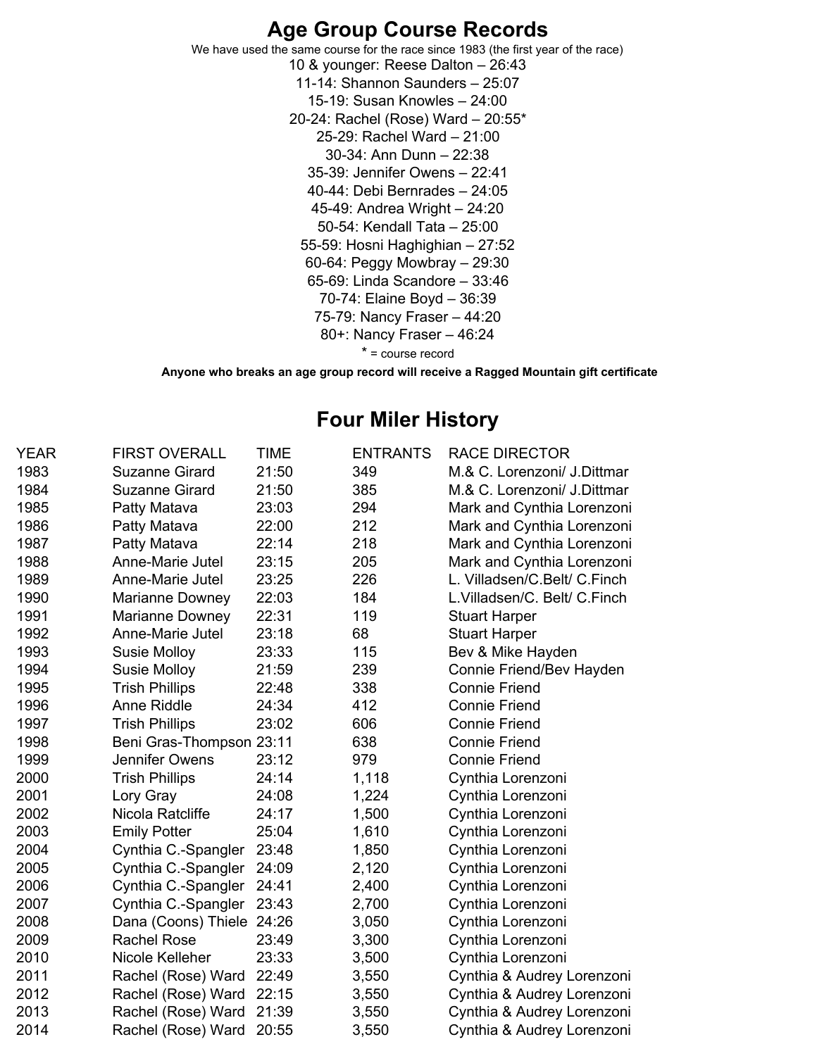# Age Group Course Records

We have used the same course for the race since 1983 (the first year of the race)

10 & younger: Reese Dalton – 26:43
11-14: Shannon Saunders – 25:07
15-19: Susan Knowles – 24:00
20-24: Rachel (Rose) Ward – 20:55*
25-29: Rachel Ward – 21:00
30-34: Ann Dunn – 22:38
35-39: Jennifer Owens – 22:41
40-44: Debi Bernrades – 24:05
45-49: Andrea Wright – 24:20
50-54: Kendall Tata – 25:00
55-59: Hosni Haghighian – 27:52
60-64: Peggy Mowbray – 29:30
65-69: Linda Scandore – 33:46
70-74: Elaine Boyd – 36:39
75-79: Nancy Fraser – 44:20
80+: Nancy Fraser – 46:24

* = course record

**Anyone who breaks an age group record will receive a Ragged Mountain gift certificate**

# Four Miler History

| YEAR | FIRST OVERALL | TIME | ENTRANTS | RACE DIRECTOR |
|---|---|---|---|---|
| 1983 | Suzanne Girard | 21:50 | 349 | M.& C. Lorenzoni/ J.Dittmar |
| 1984 | Suzanne Girard | 21:50 | 385 | M.& C. Lorenzoni/ J.Dittmar |
| 1985 | Patty Matava | 23:03 | 294 | Mark and Cynthia Lorenzoni |
| 1986 | Patty Matava | 22:00 | 212 | Mark and Cynthia Lorenzoni |
| 1987 | Patty Matava | 22:14 | 218 | Mark and Cynthia Lorenzoni |
| 1988 | Anne-Marie Jutel | 23:15 | 205 | Mark and Cynthia Lorenzoni |
| 1989 | Anne-Marie Jutel | 23:25 | 226 | L. Villadsen/C.Belt/ C.Finch |
| 1990 | Marianne Downey | 22:03 | 184 | L.Villadsen/C. Belt/ C.Finch |
| 1991 | Marianne Downey | 22:31 | 119 | Stuart Harper |
| 1992 | Anne-Marie Jutel | 23:18 | 68 | Stuart Harper |
| 1993 | Susie Molloy | 23:33 | 115 | Bev & Mike Hayden |
| 1994 | Susie Molloy | 21:59 | 239 | Connie Friend/Bev Hayden |
| 1995 | Trish Phillips | 22:48 | 338 | Connie Friend |
| 1996 | Anne Riddle | 24:34 | 412 | Connie Friend |
| 1997 | Trish Phillips | 23:02 | 606 | Connie Friend |
| 1998 | Beni Gras-Thompson | 23:11 | 638 | Connie Friend |
| 1999 | Jennifer Owens | 23:12 | 979 | Connie Friend |
| 2000 | Trish Phillips | 24:14 | 1,118 | Cynthia Lorenzoni |
| 2001 | Lory Gray | 24:08 | 1,224 | Cynthia Lorenzoni |
| 2002 | Nicola Ratcliffe | 24:17 | 1,500 | Cynthia Lorenzoni |
| 2003 | Emily Potter | 25:04 | 1,610 | Cynthia Lorenzoni |
| 2004 | Cynthia C.-Spangler | 23:48 | 1,850 | Cynthia Lorenzoni |
| 2005 | Cynthia C.-Spangler | 24:09 | 2,120 | Cynthia Lorenzoni |
| 2006 | Cynthia C.-Spangler | 24:41 | 2,400 | Cynthia Lorenzoni |
| 2007 | Cynthia C.-Spangler | 23:43 | 2,700 | Cynthia Lorenzoni |
| 2008 | Dana (Coons) Thiele | 24:26 | 3,050 | Cynthia Lorenzoni |
| 2009 | Rachel Rose | 23:49 | 3,300 | Cynthia Lorenzoni |
| 2010 | Nicole Kelleher | 23:33 | 3,500 | Cynthia Lorenzoni |
| 2011 | Rachel (Rose) Ward | 22:49 | 3,550 | Cynthia & Audrey Lorenzoni |
| 2012 | Rachel (Rose) Ward | 22:15 | 3,550 | Cynthia & Audrey Lorenzoni |
| 2013 | Rachel (Rose) Ward | 21:39 | 3,550 | Cynthia & Audrey Lorenzoni |
| 2014 | Rachel (Rose) Ward | 20:55 | 3,550 | Cynthia & Audrey Lorenzoni |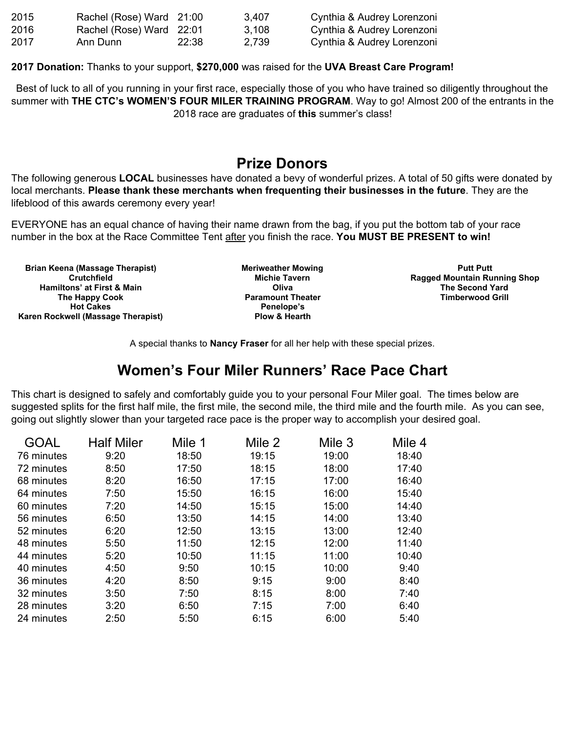| | | | | |
|---|---|---|---|---|
| 2015 | Rachel (Rose) Ward | 21:00 | 3,407 | Cynthia & Audrey Lorenzoni |
| 2016 | Rachel (Rose) Ward | 22:01 | 3,108 | Cynthia & Audrey Lorenzoni |
| 2017 | Ann Dunn | 22:38 | 2,739 | Cynthia & Audrey Lorenzoni |

**2017 Donation:** Thanks to your support, **$270,000** was raised for the **UVA Breast Care Program!**

Best of luck to all of you running in your first race, especially those of you who have trained so diligently throughout the summer with **THE CTC's WOMEN'S FOUR MILER TRAINING PROGRAM**. Way to go! Almost 200 of the entrants in the 2018 race are graduates of **this** summer's class!

## Prize Donors

The following generous **LOCAL** businesses have donated a bevy of wonderful prizes. A total of 50 gifts were donated by local merchants. **Please thank these merchants when frequenting their businesses in the future**. They are the lifeblood of this awards ceremony every year!

EVERYONE has an equal chance of having their name drawn from the bag, if you put the bottom tab of your race number in the box at the Race Committee Tent after you finish the race. **You MUST BE PRESENT to win!**

**Brian Keena (Massage Therapist)**
**Crutchfield**
**Hamiltons' at First & Main**
**The Happy Cook**
**Hot Cakes**
**Karen Rockwell (Massage Therapist)**
**Meriweather Mowing**
**Michie Tavern**
**Oliva**
**Paramount Theater**
**Penelope's**
**Plow & Hearth**
**Putt Putt**
**Ragged Mountain Running Shop**
**The Second Yard**
**Timberwood Grill**

A special thanks to **Nancy Fraser** for all her help with these special prizes.

## Women's Four Miler Runners' Race Pace Chart

This chart is designed to safely and comfortably guide you to your personal Four Miler goal. The times below are suggested splits for the first half mile, the first mile, the second mile, the third mile and the fourth mile. As you can see, going out slightly slower than your targeted race pace is the proper way to accomplish your desired goal.

| GOAL | Half Miler | Mile 1 | Mile 2 | Mile 3 | Mile 4 |
|---|---|---|---|---|---|
| 76 minutes | 9:20 | 18:50 | 19:15 | 19:00 | 18:40 |
| 72 minutes | 8:50 | 17:50 | 18:15 | 18:00 | 17:40 |
| 68 minutes | 8:20 | 16:50 | 17:15 | 17:00 | 16:40 |
| 64 minutes | 7:50 | 15:50 | 16:15 | 16:00 | 15:40 |
| 60 minutes | 7:20 | 14:50 | 15:15 | 15:00 | 14:40 |
| 56 minutes | 6:50 | 13:50 | 14:15 | 14:00 | 13:40 |
| 52 minutes | 6:20 | 12:50 | 13:15 | 13:00 | 12:40 |
| 48 minutes | 5:50 | 11:50 | 12:15 | 12:00 | 11:40 |
| 44 minutes | 5:20 | 10:50 | 11:15 | 11:00 | 10:40 |
| 40 minutes | 4:50 | 9:50 | 10:15 | 10:00 | 9:40 |
| 36 minutes | 4:20 | 8:50 | 9:15 | 9:00 | 8:40 |
| 32 minutes | 3:50 | 7:50 | 8:15 | 8:00 | 7:40 |
| 28 minutes | 3:20 | 6:50 | 7:15 | 7:00 | 6:40 |
| 24 minutes | 2:50 | 5:50 | 6:15 | 6:00 | 5:40 |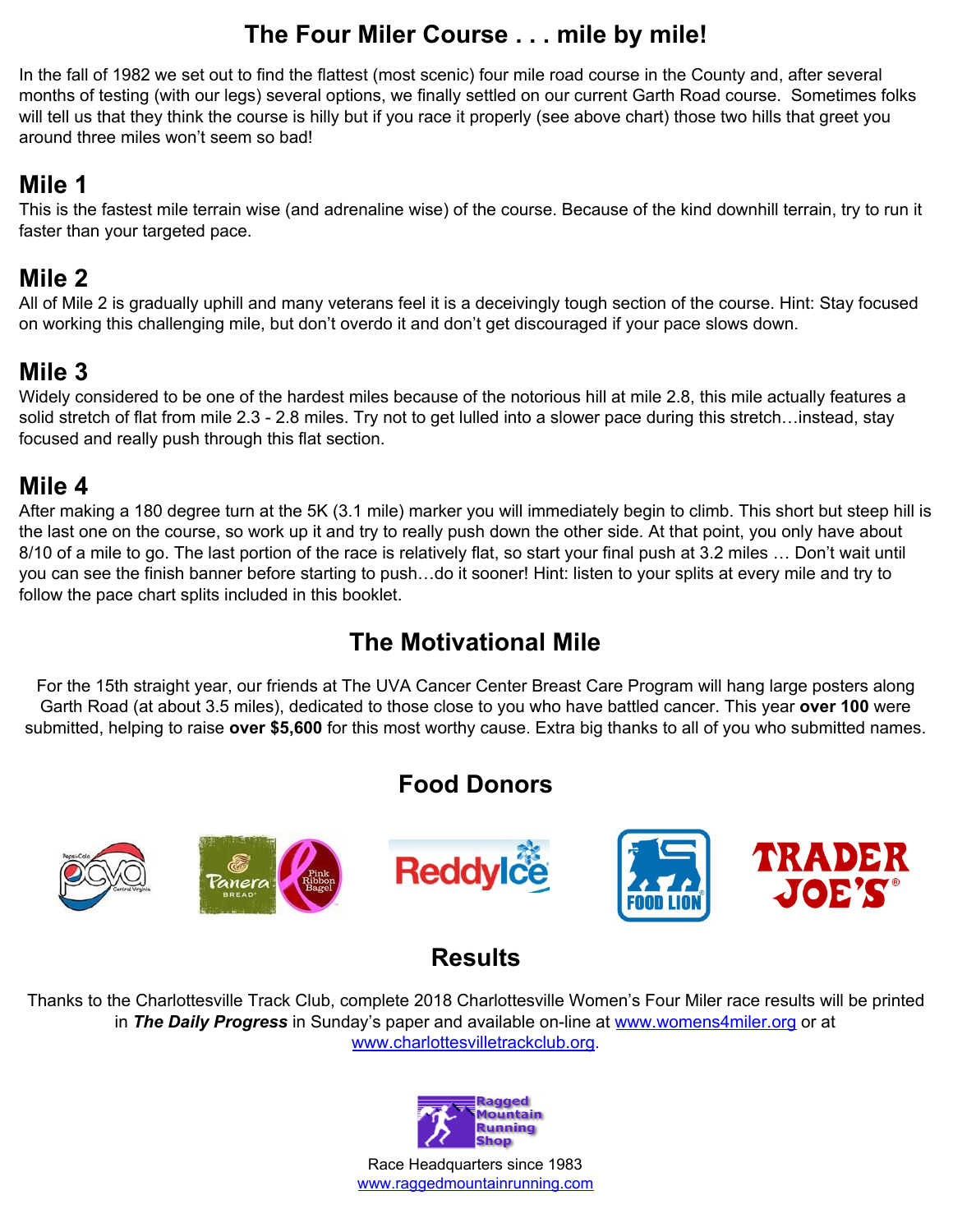# The Four Miler Course . . . mile by mile!

In the fall of 1982 we set out to find the flattest (most scenic) four mile road course in the County and, after several months of testing (with our legs) several options, we finally settled on our current Garth Road course. Sometimes folks will tell us that they think the course is hilly but if you race it properly (see above chart) those two hills that greet you around three miles won't seem so bad!

## Mile 1

This is the fastest mile terrain wise (and adrenaline wise) of the course. Because of the kind downhill terrain, try to run it faster than your targeted pace.

## Mile 2

All of Mile 2 is gradually uphill and many veterans feel it is a deceivingly tough section of the course. Hint: Stay focused on working this challenging mile, but don't overdo it and don't get discouraged if your pace slows down.

## Mile 3

Widely considered to be one of the hardest miles because of the notorious hill at mile 2.8, this mile actually features a solid stretch of flat from mile 2.3 - 2.8 miles. Try not to get lulled into a slower pace during this stretch…instead, stay focused and really push through this flat section.

## Mile 4

After making a 180 degree turn at the 5K (3.1 mile) marker you will immediately begin to climb. This short but steep hill is the last one on the course, so work up it and try to really push down the other side. At that point, you only have about 8/10 of a mile to go. The last portion of the race is relatively flat, so start your final push at 3.2 miles … Don't wait until you can see the finish banner before starting to push…do it sooner! Hint: listen to your splits at every mile and try to follow the pace chart splits included in this booklet.

## The Motivational Mile

For the 15th straight year, our friends at The UVA Cancer Center Breast Care Program will hang large posters along Garth Road (at about 3.5 miles), dedicated to those close to you who have battled cancer. This year **over 100** were submitted, helping to raise **over $5,600** for this most worthy cause. Extra big thanks to all of you who submitted names.

## Food Donors

Pepsi-Cola Central Virginia · Panera Bread · Pink Ribbon Bagel · Reddy Ice · Food Lion · Trader Joe's

## Results

Thanks to the Charlottesville Track Club, complete 2018 Charlottesville Women's Four Miler race results will be printed in ***The Daily Progress*** in Sunday's paper and available on-line at www.womens4miler.org or at www.charlottesvilletrackclub.org.

Ragged Mountain Running Shop

Race Headquarters since 1983
www.raggedmountainrunning.com